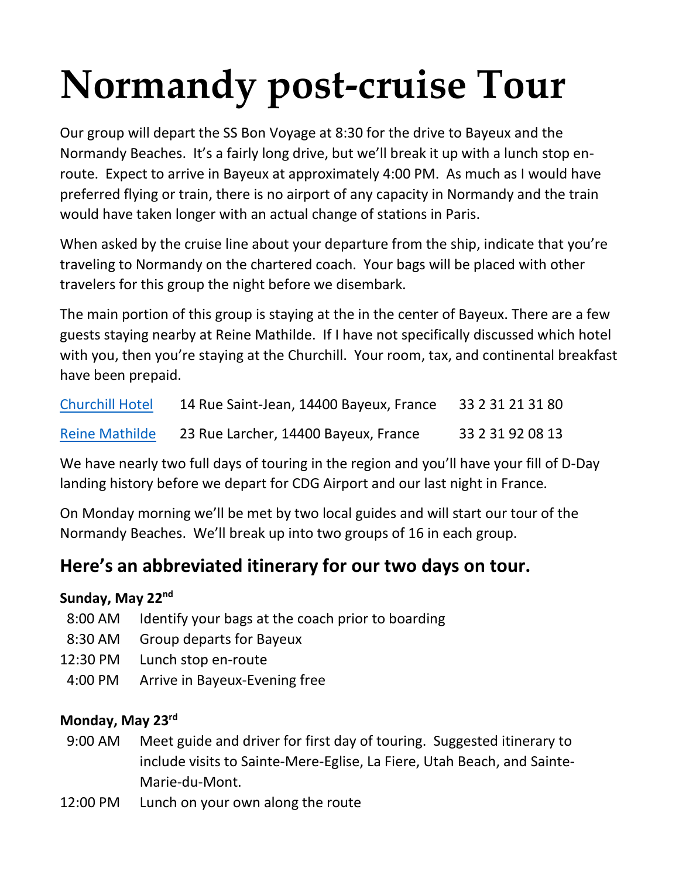# Normandy post-cruise Tour

Our group will depart the SS Bon Voyage at 8:30 for the drive to Bayeux and the Normandy Beaches. It's a fairly long drive, but we'll break it up with a lunch stop en-route. Expect to arrive in Bayeux at approximately 4:00 PM. As much as I would have preferred flying or train, there is no airport of any capacity in Normandy and the train would have taken longer with an actual change of stations in Paris.

When asked by the cruise line about your departure from the ship, indicate that you're traveling to Normandy on the chartered coach. Your bags will be placed with other travelers for this group the night before we disembark.

The main portion of this group is staying at the in the center of Bayeux. There are a few guests staying nearby at Reine Mathilde. If I have not specifically discussed which hotel with you, then you're staying at the Churchill. Your room, tax, and continental breakfast have been prepaid.

| | | |
|---|---|---|
| Churchill Hotel | 14 Rue Saint-Jean, 14400 Bayeux, France | 33 2 31 21 31 80 |
| Reine Mathilde | 23 Rue Larcher, 14400 Bayeux, France | 33 2 31 92 08 13 |

We have nearly two full days of touring in the region and you'll have your fill of D-Day landing history before we depart for CDG Airport and our last night in France.

On Monday morning we'll be met by two local guides and will start our tour of the Normandy Beaches. We'll break up into two groups of 16 in each group.

## Here's an abbreviated itinerary for our two days on tour.

**Sunday, May 22nd**

| | |
|---|---|
| 8:00 AM | Identify your bags at the coach prior to boarding |
| 8:30 AM | Group departs for Bayeux |
| 12:30 PM | Lunch stop en-route |
| 4:00 PM | Arrive in Bayeux-Evening free |

**Monday, May 23rd**

| | |
|---|---|
| 9:00 AM | Meet guide and driver for first day of touring. Suggested itinerary to include visits to Sainte-Mere-Eglise, La Fiere, Utah Beach, and Sainte-Marie-du-Mont. |
| 12:00 PM | Lunch on your own along the route |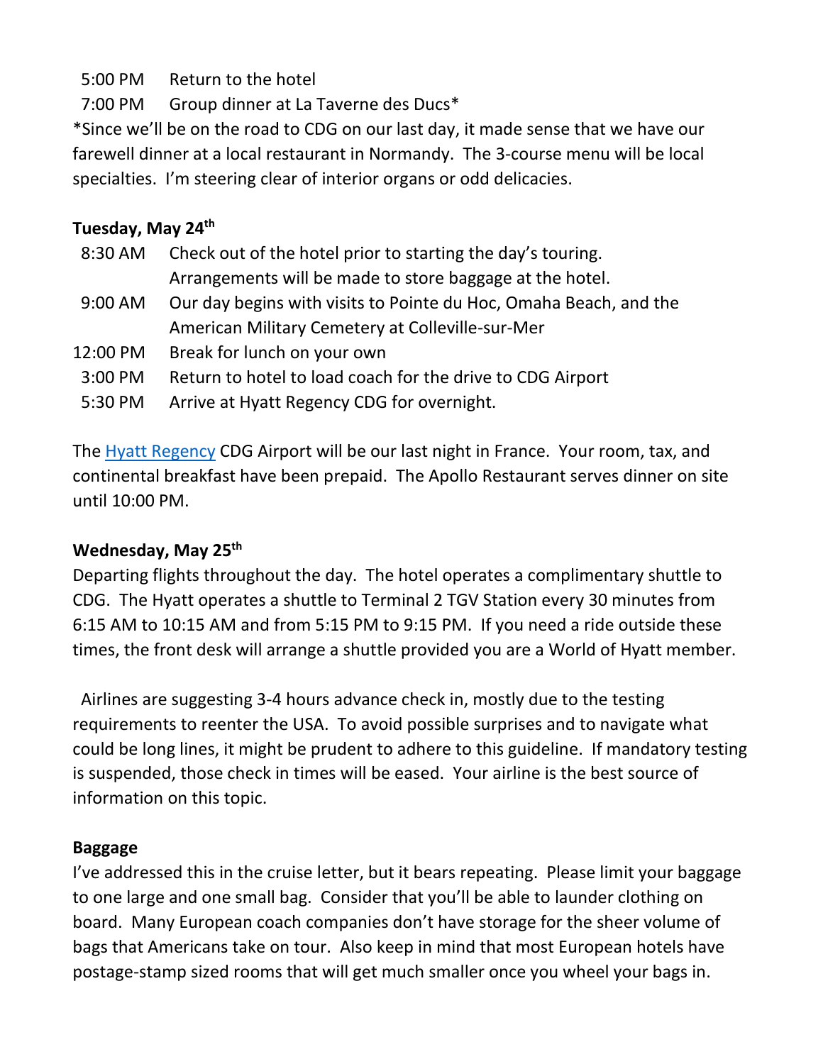| | |
|---|---|
| 5:00 PM | Return to the hotel |
| 7:00 PM | Group dinner at La Taverne des Ducs* |

*Since we'll be on the road to CDG on our last day, it made sense that we have our farewell dinner at a local restaurant in Normandy. The 3-course menu will be local specialties. I'm steering clear of interior organs or odd delicacies.

**Tuesday, May 24th**

| | |
|---|---|
| 8:30 AM | Check out of the hotel prior to starting the day's touring. Arrangements will be made to store baggage at the hotel. |
| 9:00 AM | Our day begins with visits to Pointe du Hoc, Omaha Beach, and the American Military Cemetery at Colleville-sur-Mer |
| 12:00 PM | Break for lunch on your own |
| 3:00 PM | Return to hotel to load coach for the drive to CDG Airport |
| 5:30 PM | Arrive at Hyatt Regency CDG for overnight. |

The Hyatt Regency CDG Airport will be our last night in France. Your room, tax, and continental breakfast have been prepaid. The Apollo Restaurant serves dinner on site until 10:00 PM.

**Wednesday, May 25th**

Departing flights throughout the day. The hotel operates a complimentary shuttle to CDG. The Hyatt operates a shuttle to Terminal 2 TGV Station every 30 minutes from 6:15 AM to 10:15 AM and from 5:15 PM to 9:15 PM. If you need a ride outside these times, the front desk will arrange a shuttle provided you are a World of Hyatt member.

Airlines are suggesting 3-4 hours advance check in, mostly due to the testing requirements to reenter the USA. To avoid possible surprises and to navigate what could be long lines, it might be prudent to adhere to this guideline. If mandatory testing is suspended, those check in times will be eased. Your airline is the best source of information on this topic.

**Baggage**

I've addressed this in the cruise letter, but it bears repeating. Please limit your baggage to one large and one small bag. Consider that you'll be able to launder clothing on board. Many European coach companies don't have storage for the sheer volume of bags that Americans take on tour. Also keep in mind that most European hotels have postage-stamp sized rooms that will get much smaller once you wheel your bags in.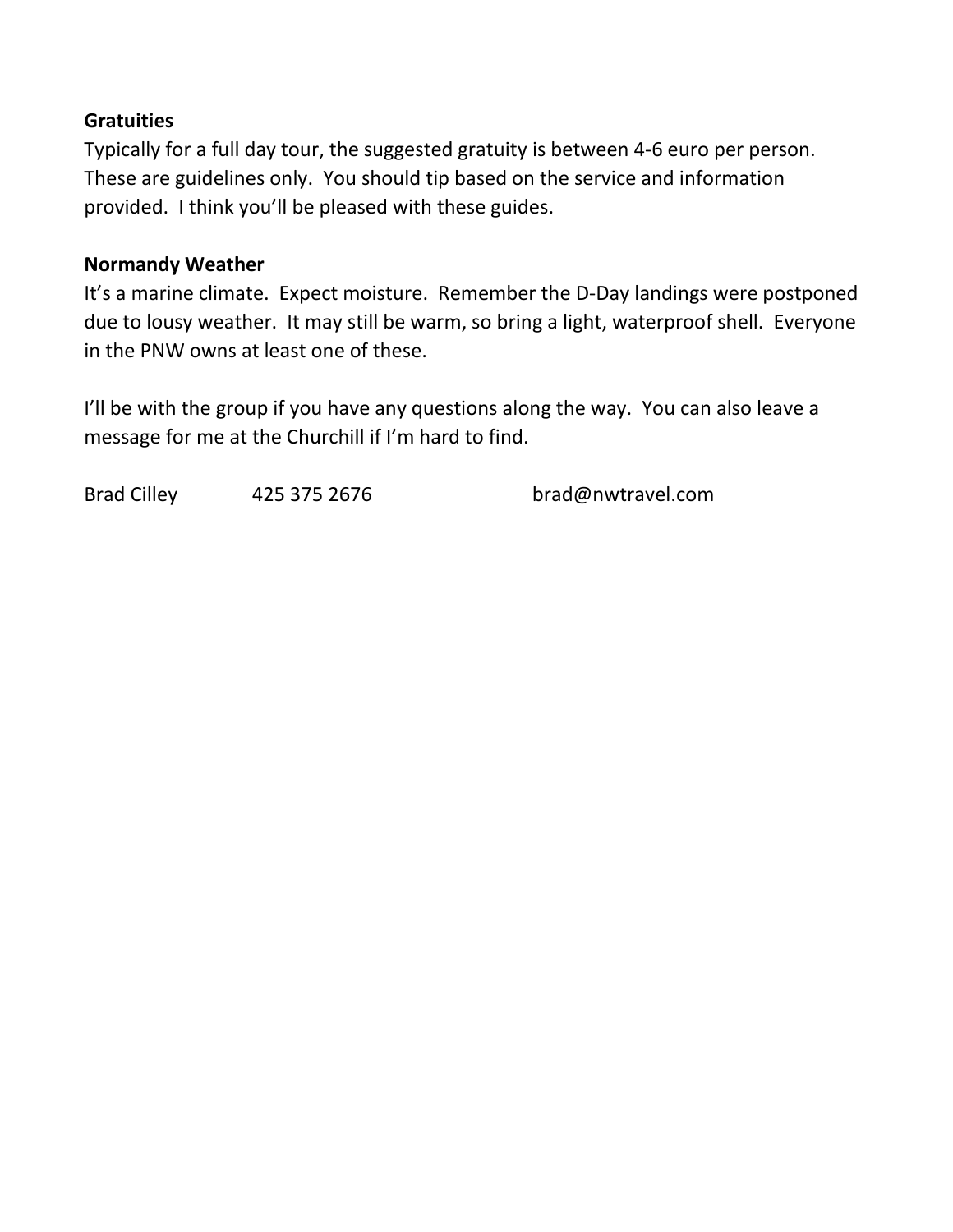**Gratuities**

Typically for a full day tour, the suggested gratuity is between 4-6 euro per person. These are guidelines only. You should tip based on the service and information provided. I think you'll be pleased with these guides.

**Normandy Weather**

It's a marine climate. Expect moisture. Remember the D-Day landings were postponed due to lousy weather. It may still be warm, so bring a light, waterproof shell. Everyone in the PNW owns at least one of these.

I'll be with the group if you have any questions along the way. You can also leave a message for me at the Churchill if I'm hard to find.

Brad Cilley    425 375 2676    brad@nwtravel.com